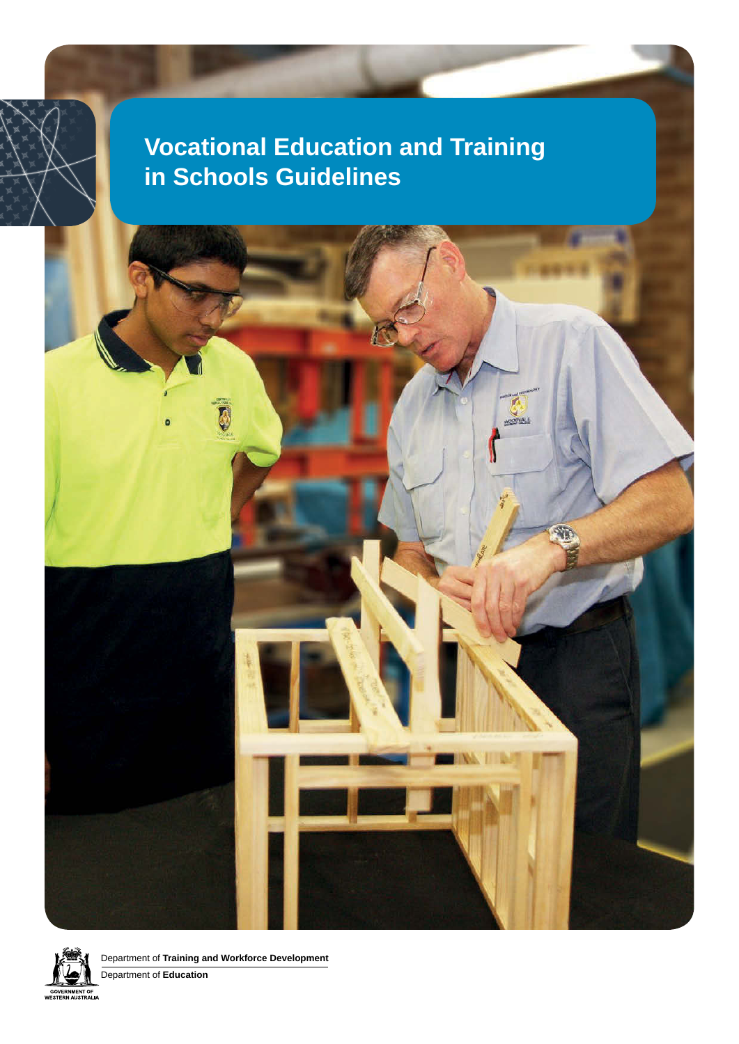# Vocational Education and Training in Schools Guidelines

GOVERNMENT OF WESTERN AUSTRALIA

Department of **Training and Workforce Development**

Department of **Education**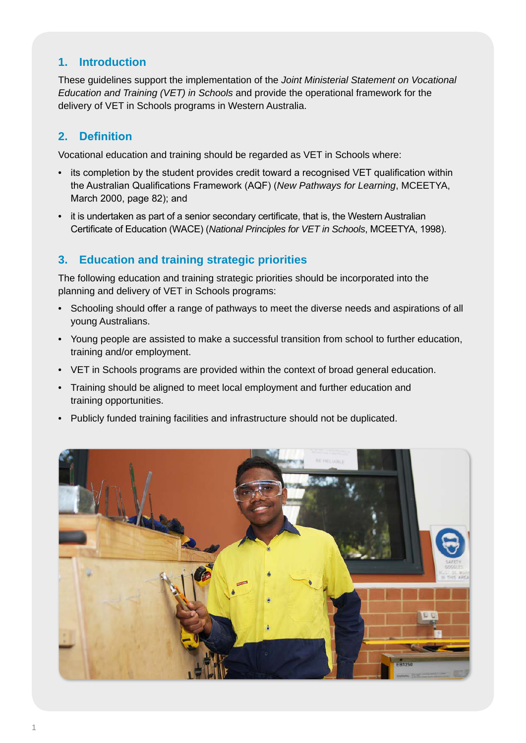## 1. Introduction

These guidelines support the implementation of the *Joint Ministerial Statement on Vocational Education and Training (VET) in Schools* and provide the operational framework for the delivery of VET in Schools programs in Western Australia.

## 2. Definition

Vocational education and training should be regarded as VET in Schools where:

- its completion by the student provides credit toward a recognised VET qualification within the Australian Qualifications Framework (AQF) (*New Pathways for Learning*, MCEETYA, March 2000, page 82); and
- it is undertaken as part of a senior secondary certificate, that is, the Western Australian Certificate of Education (WACE) (*National Principles for VET in Schools*, MCEETYA, 1998).

## 3. Education and training strategic priorities

The following education and training strategic priorities should be incorporated into the planning and delivery of VET in Schools programs:

- Schooling should offer a range of pathways to meet the diverse needs and aspirations of all young Australians.
- Young people are assisted to make a successful transition from school to further education, training and/or employment.
- VET in Schools programs are provided within the context of broad general education.
- Training should be aligned to meet local employment and further education and training opportunities.
- Publicly funded training facilities and infrastructure should not be duplicated.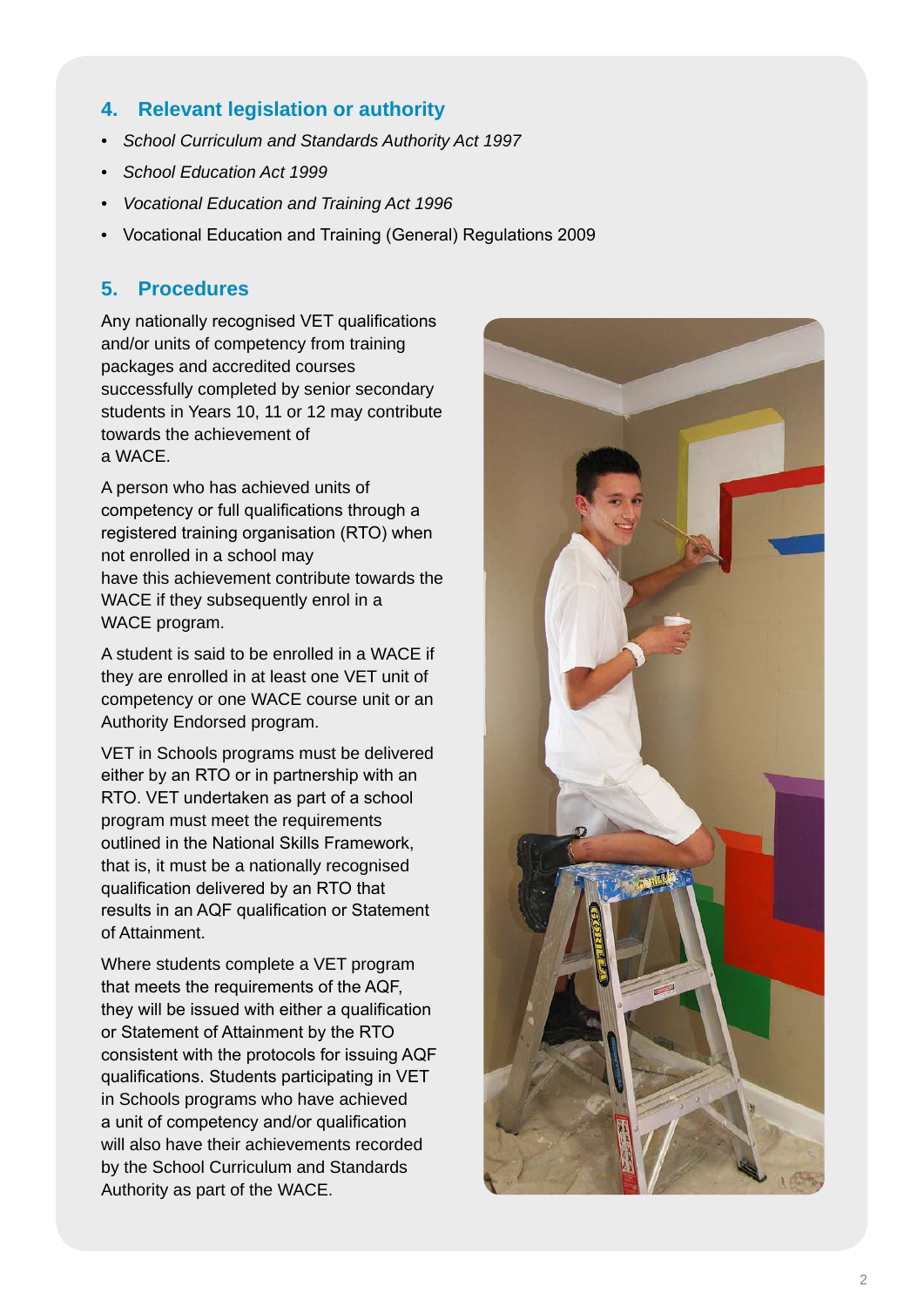## 4. Relevant legislation or authority

- *School Curriculum and Standards Authority Act 1997*
- *School Education Act 1999*
- *Vocational Education and Training Act 1996*
- Vocational Education and Training (General) Regulations 2009

## 5. Procedures

Any nationally recognised VET qualifications and/or units of competency from training packages and accredited courses successfully completed by senior secondary students in Years 10, 11 or 12 may contribute towards the achievement of a WACE.

A person who has achieved units of competency or full qualifications through a registered training organisation (RTO) when not enrolled in a school may have this achievement contribute towards the WACE if they subsequently enrol in a WACE program.

A student is said to be enrolled in a WACE if they are enrolled in at least one VET unit of competency or one WACE course unit or an Authority Endorsed program.

VET in Schools programs must be delivered either by an RTO or in partnership with an RTO. VET undertaken as part of a school program must meet the requirements outlined in the National Skills Framework, that is, it must be a nationally recognised qualification delivered by an RTO that results in an AQF qualification or Statement of Attainment.

Where students complete a VET program that meets the requirements of the AQF, they will be issued with either a qualification or Statement of Attainment by the RTO consistent with the protocols for issuing AQF qualifications. Students participating in VET in Schools programs who have achieved a unit of competency and/or qualification will also have their achievements recorded by the School Curriculum and Standards Authority as part of the WACE.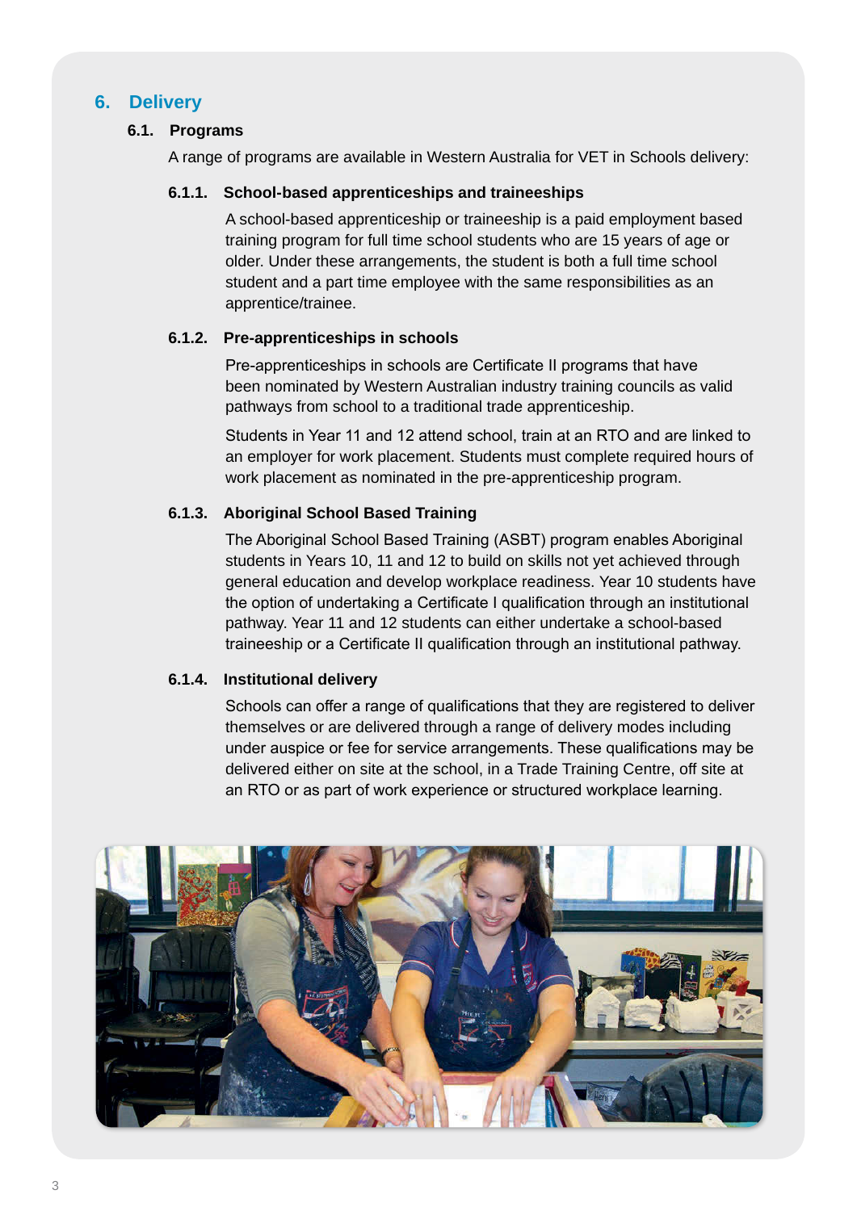## 6. Delivery

### 6.1. Programs

A range of programs are available in Western Australia for VET in Schools delivery:

#### 6.1.1. School-based apprenticeships and traineeships

A school-based apprenticeship or traineeship is a paid employment based training program for full time school students who are 15 years of age or older. Under these arrangements, the student is both a full time school student and a part time employee with the same responsibilities as an apprentice/trainee.

#### 6.1.2. Pre-apprenticeships in schools

Pre-apprenticeships in schools are Certificate II programs that have been nominated by Western Australian industry training councils as valid pathways from school to a traditional trade apprenticeship.

Students in Year 11 and 12 attend school, train at an RTO and are linked to an employer for work placement. Students must complete required hours of work placement as nominated in the pre-apprenticeship program.

#### 6.1.3. Aboriginal School Based Training

The Aboriginal School Based Training (ASBT) program enables Aboriginal students in Years 10, 11 and 12 to build on skills not yet achieved through general education and develop workplace readiness. Year 10 students have the option of undertaking a Certificate I qualification through an institutional pathway. Year 11 and 12 students can either undertake a school-based traineeship or a Certificate II qualification through an institutional pathway.

#### 6.1.4. Institutional delivery

Schools can offer a range of qualifications that they are registered to deliver themselves or are delivered through a range of delivery modes including under auspice or fee for service arrangements. These qualifications may be delivered either on site at the school, in a Trade Training Centre, off site at an RTO or as part of work experience or structured workplace learning.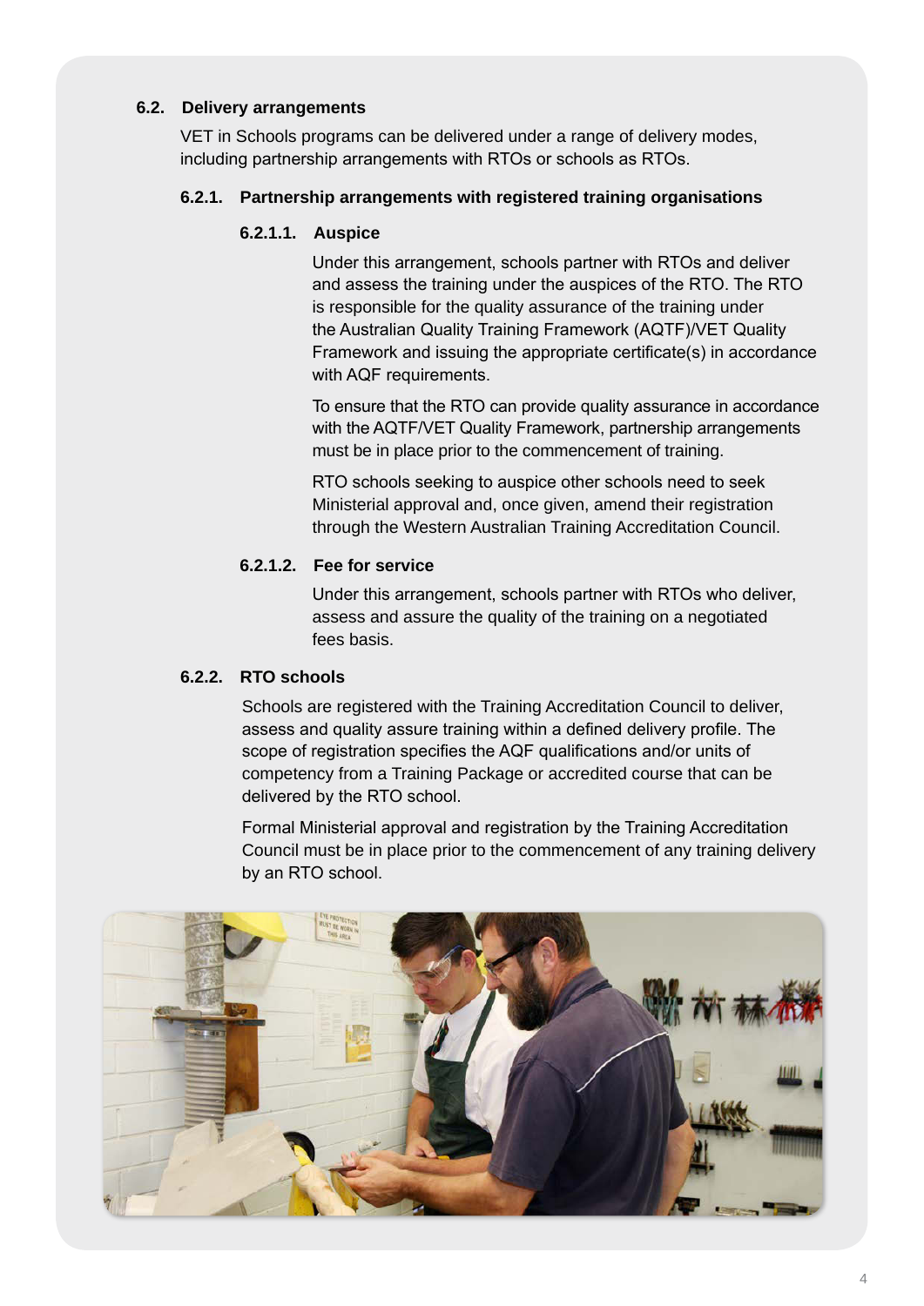## 6.2. Delivery arrangements

VET in Schools programs can be delivered under a range of delivery modes, including partnership arrangements with RTOs or schools as RTOs.

### 6.2.1. Partnership arrangements with registered training organisations

#### 6.2.1.1. Auspice

Under this arrangement, schools partner with RTOs and deliver and assess the training under the auspices of the RTO. The RTO is responsible for the quality assurance of the training under the Australian Quality Training Framework (AQTF)/VET Quality Framework and issuing the appropriate certificate(s) in accordance with AQF requirements.

To ensure that the RTO can provide quality assurance in accordance with the AQTF/VET Quality Framework, partnership arrangements must be in place prior to the commencement of training.

RTO schools seeking to auspice other schools need to seek Ministerial approval and, once given, amend their registration through the Western Australian Training Accreditation Council.

#### 6.2.1.2. Fee for service

Under this arrangement, schools partner with RTOs who deliver, assess and assure the quality of the training on a negotiated fees basis.

### 6.2.2. RTO schools

Schools are registered with the Training Accreditation Council to deliver, assess and quality assure training within a defined delivery profile. The scope of registration specifies the AQF qualifications and/or units of competency from a Training Package or accredited course that can be delivered by the RTO school.

Formal Ministerial approval and registration by the Training Accreditation Council must be in place prior to the commencement of any training delivery by an RTO school.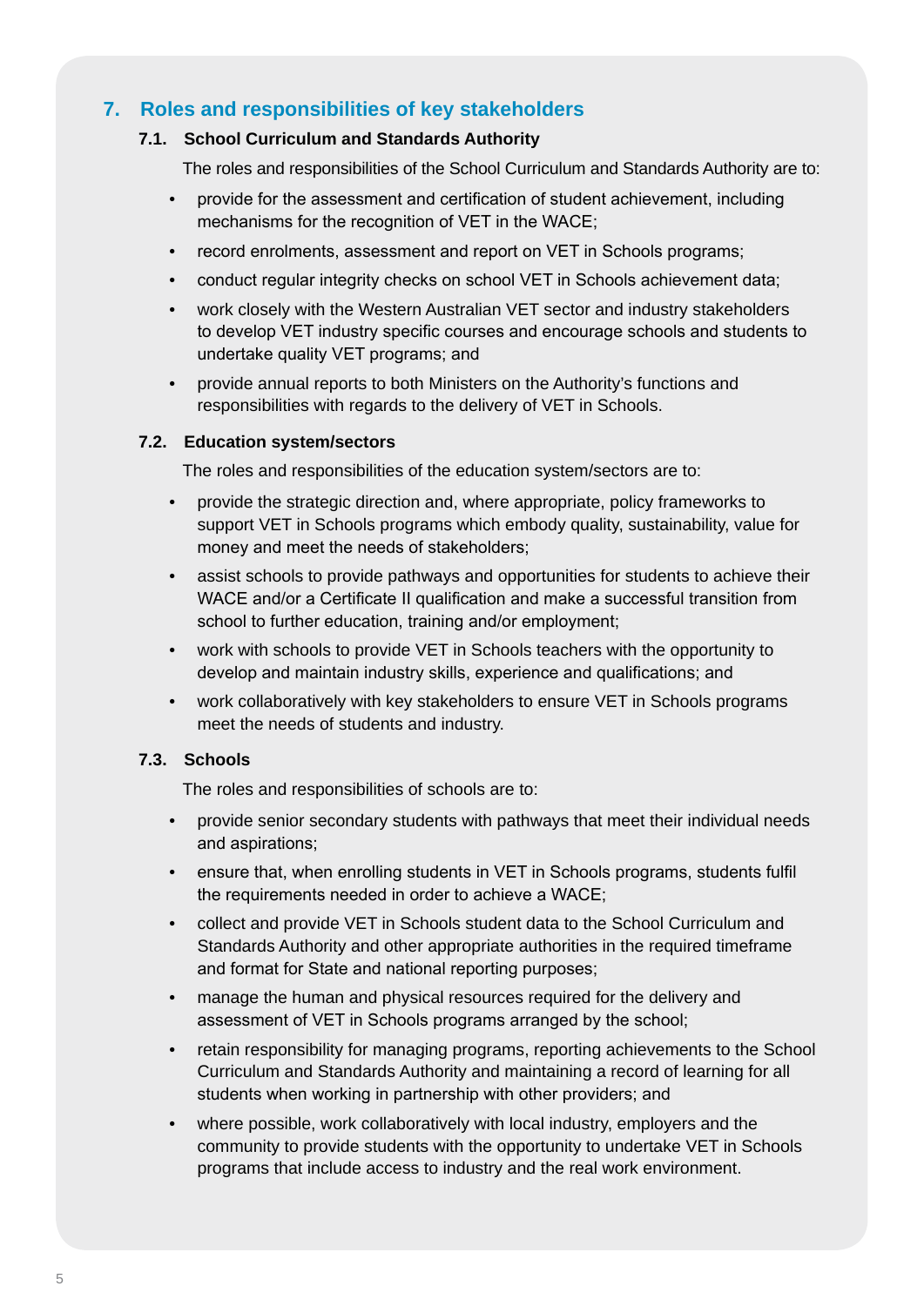## 7. Roles and responsibilities of key stakeholders

### 7.1. School Curriculum and Standards Authority

The roles and responsibilities of the School Curriculum and Standards Authority are to:

- provide for the assessment and certification of student achievement, including mechanisms for the recognition of VET in the WACE;
- record enrolments, assessment and report on VET in Schools programs;
- conduct regular integrity checks on school VET in Schools achievement data;
- work closely with the Western Australian VET sector and industry stakeholders to develop VET industry specific courses and encourage schools and students to undertake quality VET programs; and
- provide annual reports to both Ministers on the Authority's functions and responsibilities with regards to the delivery of VET in Schools.

### 7.2. Education system/sectors

The roles and responsibilities of the education system/sectors are to:

- provide the strategic direction and, where appropriate, policy frameworks to support VET in Schools programs which embody quality, sustainability, value for money and meet the needs of stakeholders;
- assist schools to provide pathways and opportunities for students to achieve their WACE and/or a Certificate II qualification and make a successful transition from school to further education, training and/or employment;
- work with schools to provide VET in Schools teachers with the opportunity to develop and maintain industry skills, experience and qualifications; and
- work collaboratively with key stakeholders to ensure VET in Schools programs meet the needs of students and industry.

### 7.3. Schools

The roles and responsibilities of schools are to:

- provide senior secondary students with pathways that meet their individual needs and aspirations;
- ensure that, when enrolling students in VET in Schools programs, students fulfil the requirements needed in order to achieve a WACE;
- collect and provide VET in Schools student data to the School Curriculum and Standards Authority and other appropriate authorities in the required timeframe and format for State and national reporting purposes;
- manage the human and physical resources required for the delivery and assessment of VET in Schools programs arranged by the school;
- retain responsibility for managing programs, reporting achievements to the School Curriculum and Standards Authority and maintaining a record of learning for all students when working in partnership with other providers; and
- where possible, work collaboratively with local industry, employers and the community to provide students with the opportunity to undertake VET in Schools programs that include access to industry and the real work environment.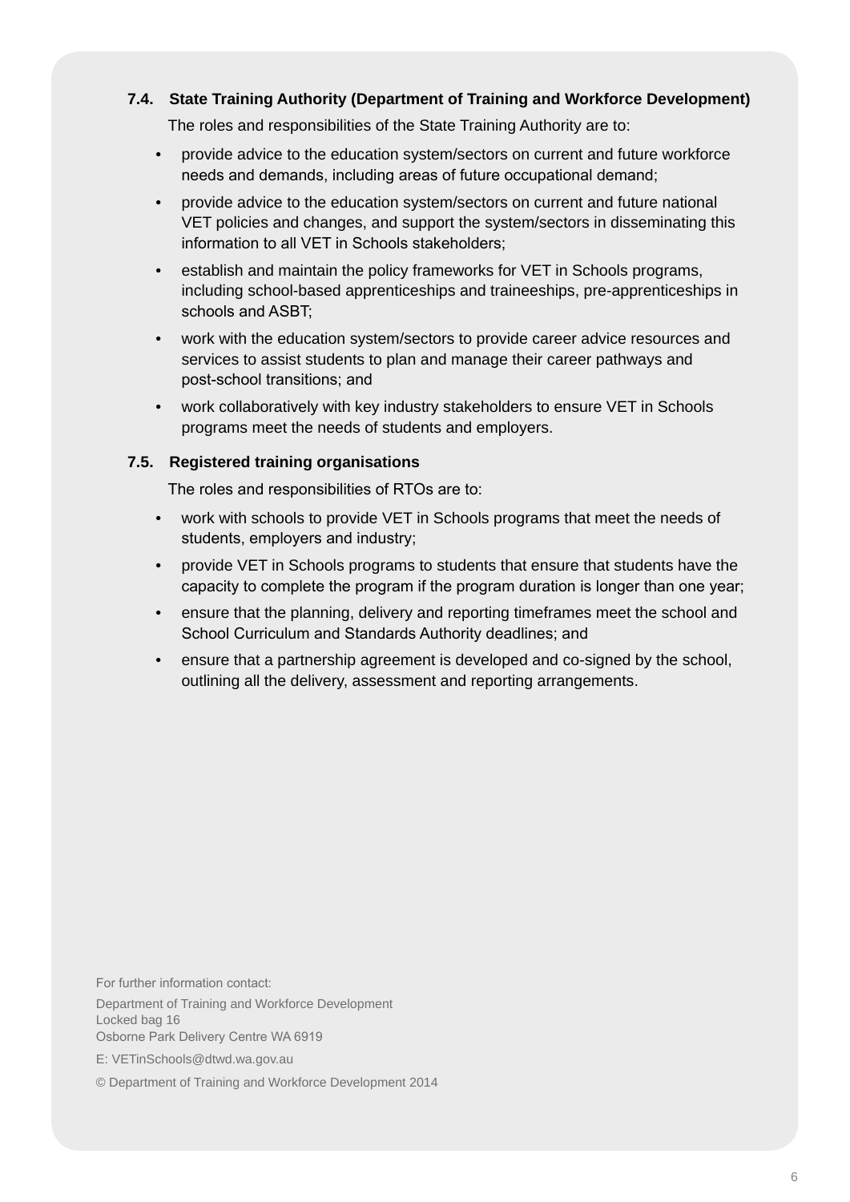### 7.4. State Training Authority (Department of Training and Workforce Development)

The roles and responsibilities of the State Training Authority are to:

- provide advice to the education system/sectors on current and future workforce needs and demands, including areas of future occupational demand;
- provide advice to the education system/sectors on current and future national VET policies and changes, and support the system/sectors in disseminating this information to all VET in Schools stakeholders;
- establish and maintain the policy frameworks for VET in Schools programs, including school-based apprenticeships and traineeships, pre-apprenticeships in schools and ASBT;
- work with the education system/sectors to provide career advice resources and services to assist students to plan and manage their career pathways and post-school transitions; and
- work collaboratively with key industry stakeholders to ensure VET in Schools programs meet the needs of students and employers.

### 7.5. Registered training organisations

The roles and responsibilities of RTOs are to:

- work with schools to provide VET in Schools programs that meet the needs of students, employers and industry;
- provide VET in Schools programs to students that ensure that students have the capacity to complete the program if the program duration is longer than one year;
- ensure that the planning, delivery and reporting timeframes meet the school and School Curriculum and Standards Authority deadlines; and
- ensure that a partnership agreement is developed and co-signed by the school, outlining all the delivery, assessment and reporting arrangements.

For further information contact:

Department of Training and Workforce Development
Locked bag 16
Osborne Park Delivery Centre WA 6919

E: VETinSchools@dtwd.wa.gov.au

© Department of Training and Workforce Development 2014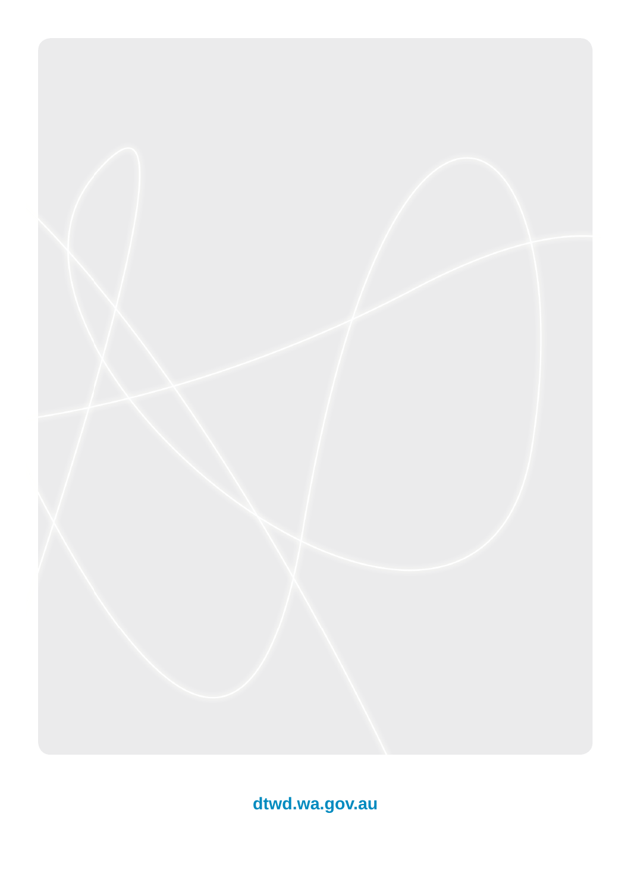dtwd.wa.gov.au